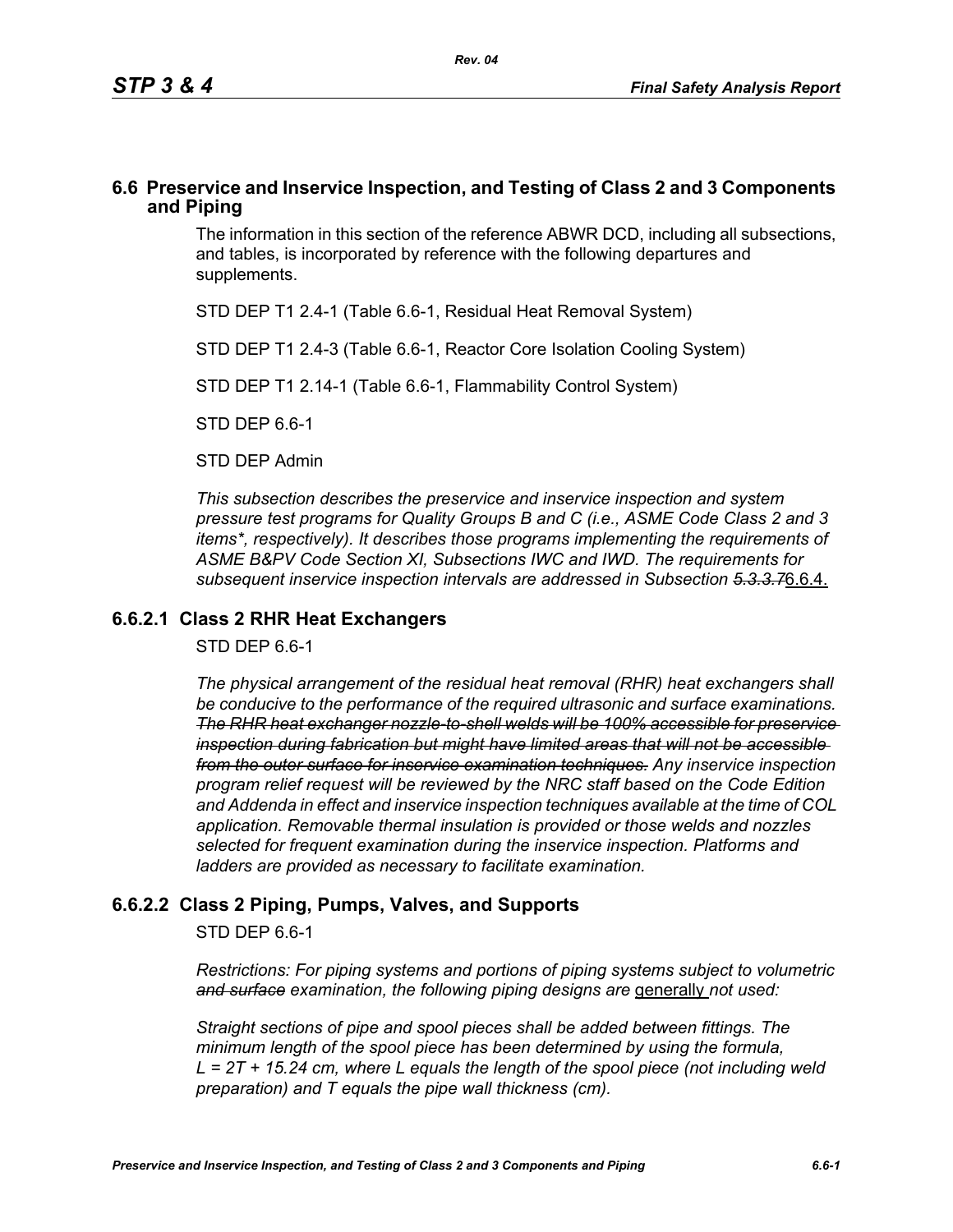## 6.6 Preservice and Inservice Inspection, and Testing of Class 2 and 3 Components and Piping

The information in this section of the reference ABWR DCD, including all subsections, and tables, is incorporated by reference with the following departures and supplements.

STD DEP T1 2.4-1 (Table 6.6-1, Residual Heat Removal System)

STD DEP T1 2.4-3 (Table 6.6-1, Reactor Core Isolation Cooling System)

STD DEP T1 2.14-1 (Table 6.6-1, Flammability Control System)

STD DEP 6.6-1

STD DEP Admin

*This subsection describes the preservice and inservice inspection and system pressure test programs for Quality Groups B and C (i.e., ASME Code Class 2 and 3 items\*, respectively). It describes those programs implementing the requirements of ASME B&PV Code Section XI, Subsections IWC and IWD. The requirements for subsequent inservice inspection intervals are addressed in Subsection ~~5.3.3.7~~*<u>6.6.4.</u>

### 6.6.2.1 Class 2 RHR Heat Exchangers

STD DEP 6.6-1

*The physical arrangement of the residual heat removal (RHR) heat exchangers shall be conducive to the performance of the required ultrasonic and surface examinations. ~~The RHR heat exchanger nozzle-to-shell welds will be 100% accessible for preservice inspection during fabrication but might have limited areas that will not be accessible from the outer surface for inservice examination techniques.~~ Any inservice inspection program relief request will be reviewed by the NRC staff based on the Code Edition and Addenda in effect and inservice inspection techniques available at the time of COL application. Removable thermal insulation is provided or those welds and nozzles selected for frequent examination during the inservice inspection. Platforms and ladders are provided as necessary to facilitate examination.*

### 6.6.2.2 Class 2 Piping, Pumps, Valves, and Supports

STD DEP 6.6-1

*Restrictions: For piping systems and portions of piping systems subject to volumetric ~~and surface~~ examination, the following piping designs are* <u>generally</u> *not used:*

*Straight sections of pipe and spool pieces shall be added between fittings. The minimum length of the spool piece has been determined by using the formula, $L = 2T + 15.24$ cm, where L equals the length of the spool piece (not including weld preparation) and T equals the pipe wall thickness (cm).*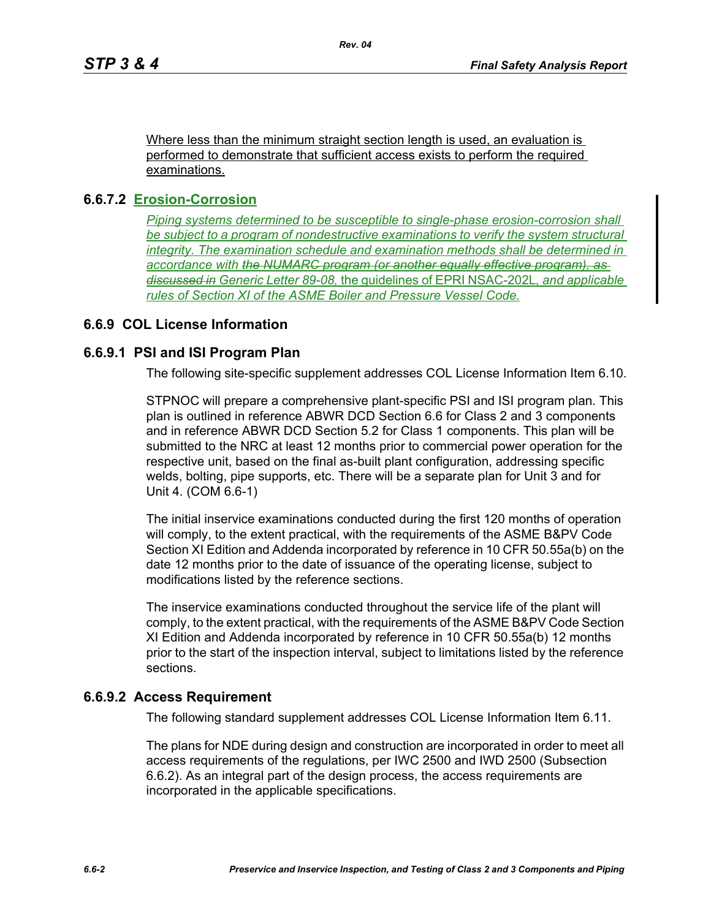Where less than the minimum straight section length is used, an evaluation is performed to demonstrate that sufficient access exists to perform the required examinations.

### 6.6.7.2 Erosion-Corrosion

*Piping systems determined to be susceptible to single-phase erosion-corrosion shall be subject to a program of nondestructive examinations to verify the system structural integrity. The examination schedule and examination methods shall be determined in accordance with ~~the NUMARC program (or another equally effective program), as discussed in~~ Generic Letter 89-08,* the guidelines of EPRI NSAC-202L, *and applicable rules of Section XI of the ASME Boiler and Pressure Vessel Code.*

## 6.6.9 COL License Information

### 6.6.9.1 PSI and ISI Program Plan

The following site-specific supplement addresses COL License Information Item 6.10.

STPNOC will prepare a comprehensive plant-specific PSI and ISI program plan. This plan is outlined in reference ABWR DCD Section 6.6 for Class 2 and 3 components and in reference ABWR DCD Section 5.2 for Class 1 components. This plan will be submitted to the NRC at least 12 months prior to commercial power operation for the respective unit, based on the final as-built plant configuration, addressing specific welds, bolting, pipe supports, etc. There will be a separate plan for Unit 3 and for Unit 4. (COM 6.6-1)

The initial inservice examinations conducted during the first 120 months of operation will comply, to the extent practical, with the requirements of the ASME B&PV Code Section XI Edition and Addenda incorporated by reference in 10 CFR 50.55a(b) on the date 12 months prior to the date of issuance of the operating license, subject to modifications listed by the reference sections.

The inservice examinations conducted throughout the service life of the plant will comply, to the extent practical, with the requirements of the ASME B&PV Code Section XI Edition and Addenda incorporated by reference in 10 CFR 50.55a(b) 12 months prior to the start of the inspection interval, subject to limitations listed by the reference sections.

### 6.6.9.2 Access Requirement

The following standard supplement addresses COL License Information Item 6.11.

The plans for NDE during design and construction are incorporated in order to meet all access requirements of the regulations, per IWC 2500 and IWD 2500 (Subsection 6.6.2). As an integral part of the design process, the access requirements are incorporated in the applicable specifications.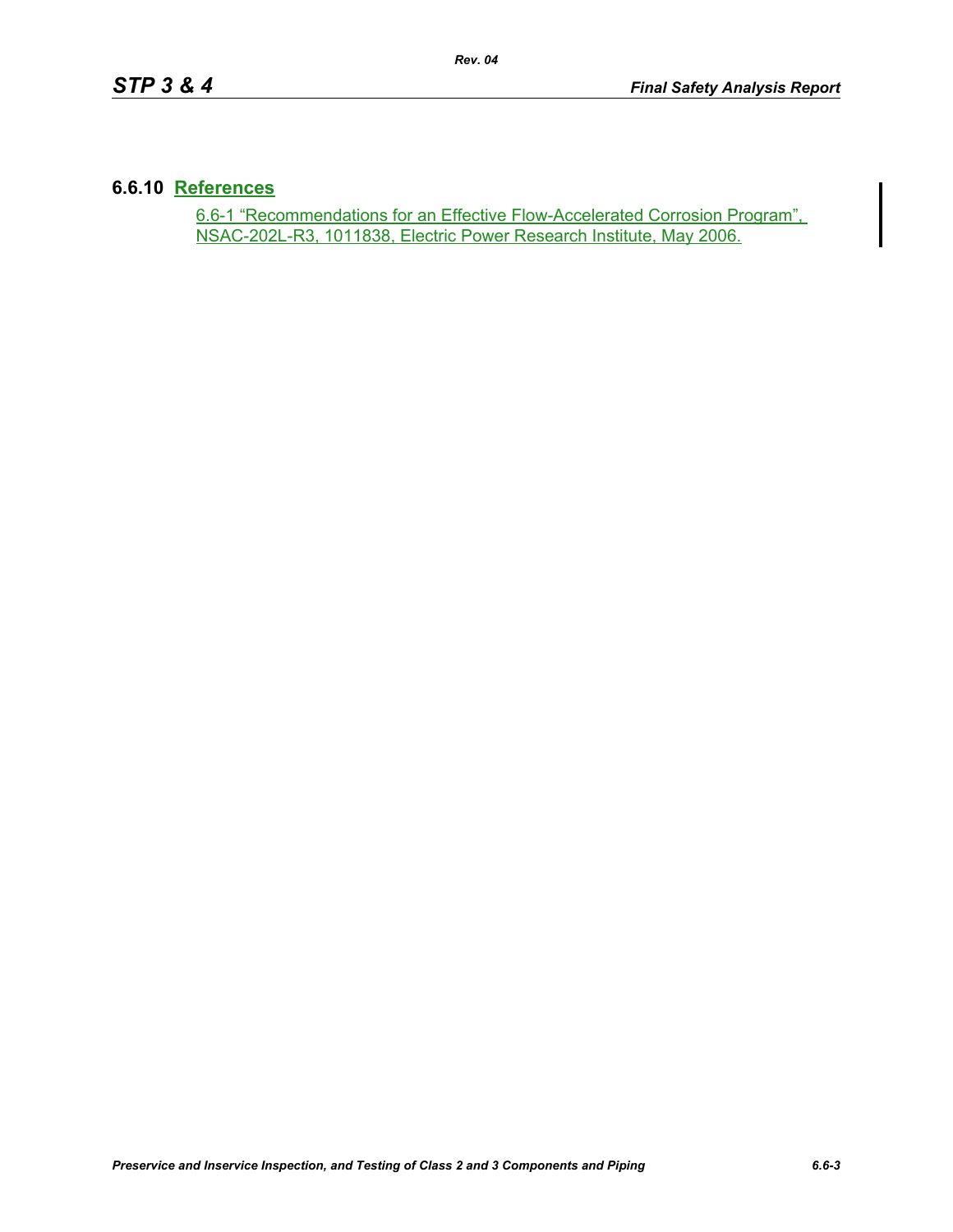### 6.6.10 References

6.6-1 “Recommendations for an Effective Flow-Accelerated Corrosion Program”, NSAC-202L-R3, 1011838, Electric Power Research Institute, May 2006.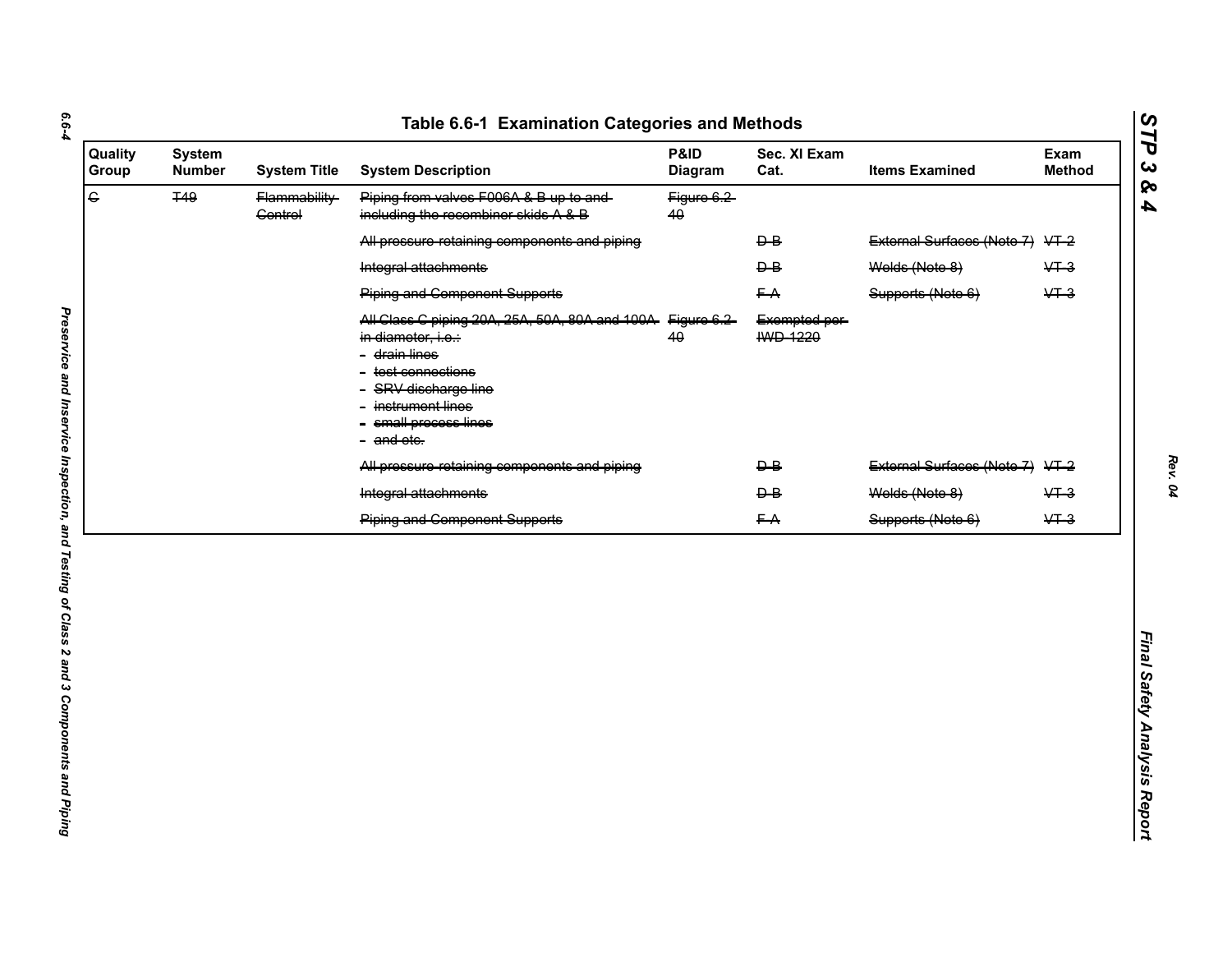## Table 6.6-1 Examination Categories and Methods

| Quality Group | System Number | System Title | System Description | P&ID Diagram | Sec. XI Exam Cat. | Items Examined | Exam Method |
|---|---|---|---|---|---|---|---|
| ~~C~~ | ~~T49~~ | ~~Flammability Control~~ | ~~Piping from valves F006A & B up to and including the recombiner skids A & B~~ | ~~Figure 6.2-40~~ | | | |
| | | | ~~All pressure-retaining components and piping~~ | | ~~D-B~~ | ~~External Surfaces (Note 7)~~ | ~~VT-2~~ |
| | | | ~~Integral attachments~~ | | ~~D-B~~ | ~~Welds (Note 8)~~ | ~~VT-3~~ |
| | | | ~~Piping and Component Supports~~ | | ~~F-A~~ | ~~Supports (Note 6)~~ | ~~VT-3~~ |
| | | | ~~All Class C piping 20A, 25A, 50A, 80A and 100A in diameter, i.e.:~~<br>- ~~drain lines~~<br>- ~~test connections~~<br>- ~~SRV discharge line~~<br>- ~~instrument lines~~<br>- ~~small process lines~~<br>- ~~and etc.~~ | ~~Figure 6.2-40~~ | ~~Exempted per IWD-1220~~ | | |
| | | | ~~All pressure-retaining components and piping~~ | | ~~D-B~~ | ~~External Surfaces (Note 7)~~ | ~~VT-2~~ |
| | | | ~~Integral attachments~~ | | ~~D-B~~ | ~~Welds (Note 8)~~ | ~~VT-3~~ |
| | | | ~~Piping and Component Supports~~ | | ~~F-A~~ | ~~Supports (Note 6)~~ | ~~VT-3~~ |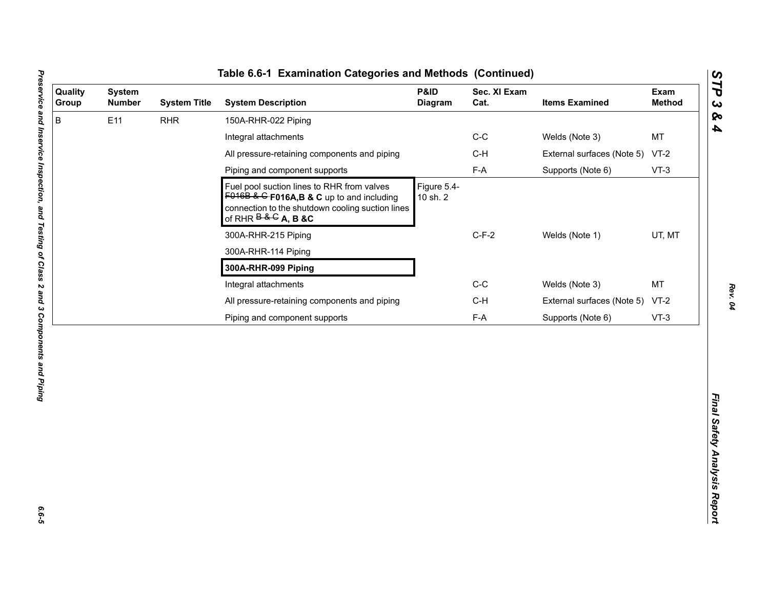# Table 6.6-1 Examination Categories and Methods (Continued)

| Quality Group | System Number | System Title | System Description | P&ID Diagram | Sec. XI Exam Cat. | Items Examined | Exam Method |
|---|---|---|---|---|---|---|---|
| B | E11 | RHR | 150A-RHR-022 Piping | | | | |
| | | | Integral attachments | | C-C | Welds (Note 3) | MT |
| | | | All pressure-retaining components and piping | | C-H | External surfaces (Note 5) | VT-2 |
| | | | Piping and component supports | | F-A | Supports (Note 6) | VT-3 |
| | | | Fuel pool suction lines to RHR from valves ~~F016B & C~~ **F016A,B & C** up to and including connection to the shutdown cooling suction lines of RHR ~~B & C~~ **A, B &C** | Figure 5.4-10 sh. 2 | | | |
| | | | 300A-RHR-215 Piping | | C-F-2 | Welds (Note 1) | UT, MT |
| | | | 300A-RHR-114 Piping | | | | |
| | | | **300A-RHR-099 Piping** | | | | |
| | | | Integral attachments | | C-C | Welds (Note 3) | MT |
| | | | All pressure-retaining components and piping | | C-H | External surfaces (Note 5) | VT-2 |
| | | | Piping and component supports | | F-A | Supports (Note 6) | VT-3 |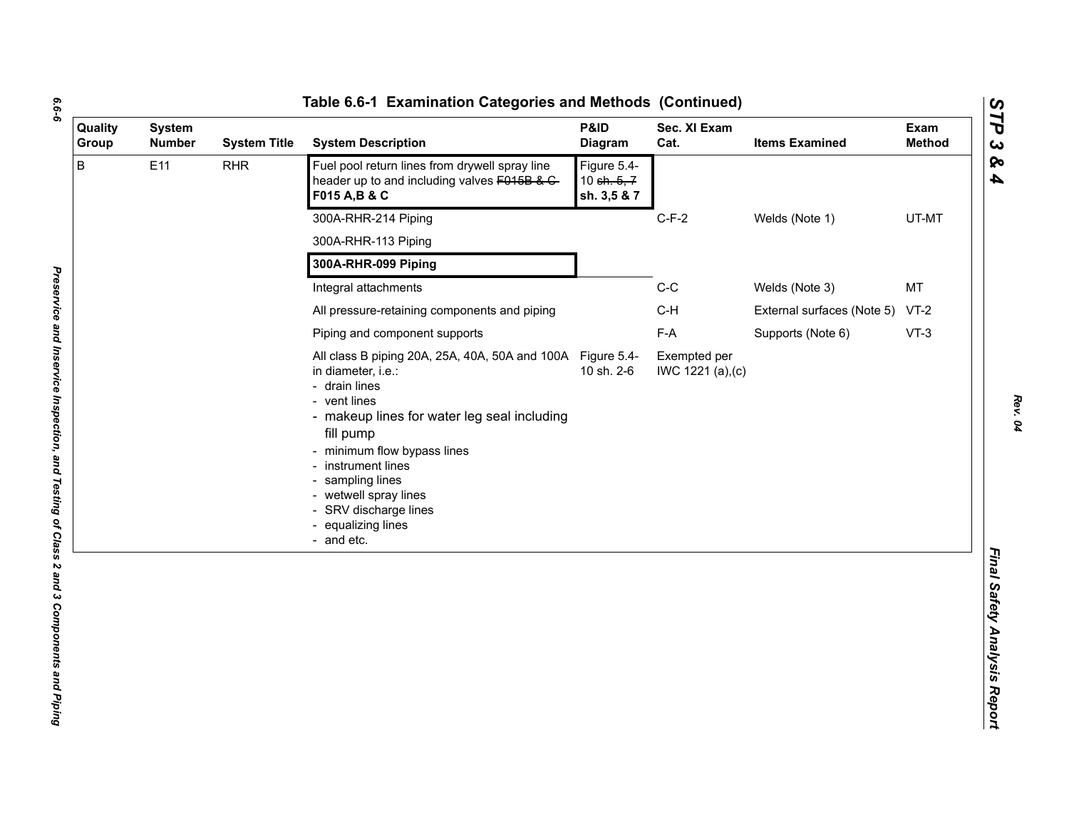## Table 6.6-1 Examination Categories and Methods (Continued)

| Quality Group | System Number | System Title | System Description | P&ID Diagram | Sec. XI Exam Cat. | Items Examined | Exam Method |
|---|---|---|---|---|---|---|---|
| B | E11 | RHR | Fuel pool return lines from drywell spray line header up to and including valves ~~F015B & C~~ **F015 A,B & C** | Figure 5.4-10 ~~sh. 5, 7~~ **sh. 3,5 & 7** | | | |
| | | | 300A-RHR-214 Piping | | C-F-2 | Welds (Note 1) | UT-MT |
| | | | 300A-RHR-113 Piping | | | | |
| | | | **300A-RHR-099 Piping** | | | | |
| | | | Integral attachments | | C-C | Welds (Note 3) | MT |
| | | | All pressure-retaining components and piping | | C-H | External surfaces (Note 5) | VT-2 |
| | | | Piping and component supports | | F-A | Supports (Note 6) | VT-3 |
| | | | All class B piping 20A, 25A, 40A, 50A and 100A in diameter, i.e.:<br>- drain lines<br>- vent lines<br>- makeup lines for water leg seal including fill pump<br>- minimum flow bypass lines<br>- instrument lines<br>- sampling lines<br>- wetwell spray lines<br>- SRV discharge lines<br>- equalizing lines<br>- and etc. | Figure 5.4-10 sh. 2-6 | Exempted per IWC 1221 (a),(c) | | |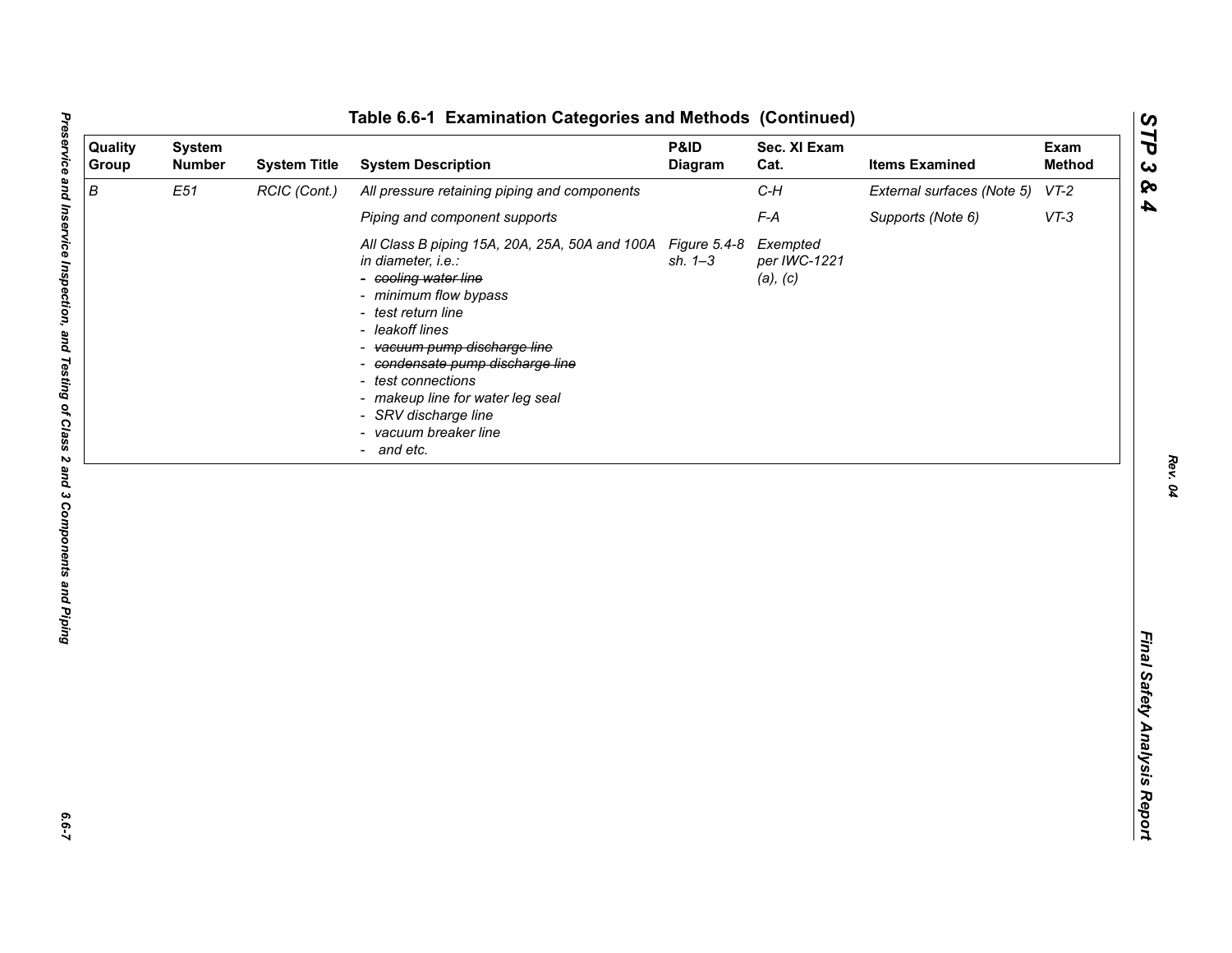## Table 6.6-1 Examination Categories and Methods (Continued)

| Quality Group | System Number | System Title | System Description | P&ID Diagram | Sec. XI Exam Cat. | Items Examined | Exam Method |
|---|---|---|---|---|---|---|---|
| *B* | *E51* | *RCIC (Cont.)* | *All pressure retaining piping and components* | | *C-H* | *External surfaces (Note 5)* | *VT-2* |
| | | | *Piping and component supports* | | *F-A* | *Supports (Note 6)* | *VT-3* |
| | | | *All Class B piping 15A, 20A, 25A, 50A and 100A in diameter, i.e.:*<br>*- ~~cooling water line~~*<br>*- minimum flow bypass*<br>*- test return line*<br>*- leakoff lines*<br>*- ~~vacuum pump discharge line~~*<br>*- ~~condensate pump discharge line~~*<br>*- test connections*<br>*- makeup line for water leg seal*<br>*- SRV discharge line*<br>*- vacuum breaker line*<br>*- and etc.* | *Figure 5.4-8 sh. 1–3* | *Exempted per IWC-1221 (a), (c)* | | |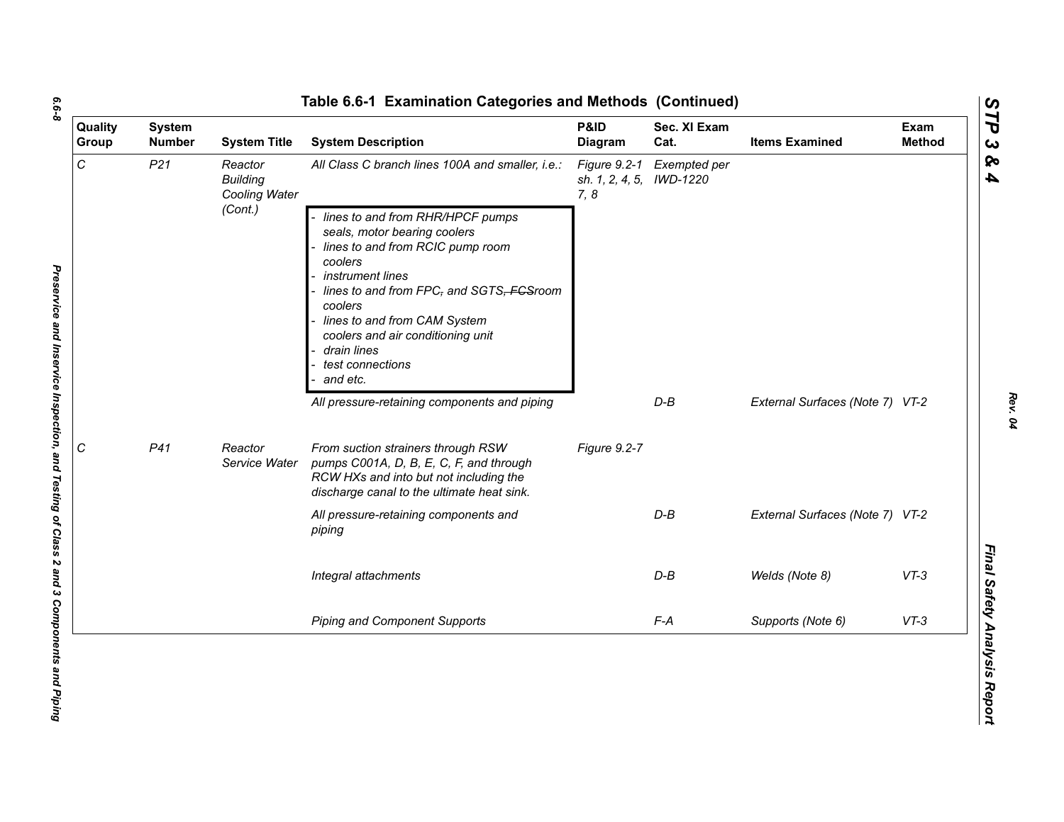## Table 6.6-1 Examination Categories and Methods (Continued)

| Quality Group | System Number | System Title | System Description | P&ID Diagram | Sec. XI Exam Cat. | Items Examined | Exam Method |
|---|---|---|---|---|---|---|---|
| *C* | *P21* | *Reactor Building Cooling Water (Cont.)* | *All Class C branch lines 100A and smaller, i.e.:* | *Figure 9.2-1 sh. 1, 2, 4, 5, 7, 8* | *Exempted per IWD-1220* | | |
| | | | *- lines to and from RHR/HPCF pumps seals, motor bearing coolers<br>- lines to and from RCIC pump room coolers<br>- instrument lines<br>- lines to and from FPC, and SGTS, ~~FCS~~room coolers<br>- lines to and from CAM System coolers and air conditioning unit<br>- drain lines<br>- test connections<br>- and etc.* | | | | |
| | | | *All pressure-retaining components and piping* | | *D-B* | *External Surfaces (Note 7)* | *VT-2* |
| *C* | *P41* | *Reactor Service Water* | *From suction strainers through RSW pumps C001A, D, B, E, C, F, and through RCW HXs and into but not including the discharge canal to the ultimate heat sink.* | *Figure 9.2-7* | | | |
| | | | *All pressure-retaining components and piping* | | *D-B* | *External Surfaces (Note 7)* | *VT-2* |
| | | | *Integral attachments* | | *D-B* | *Welds (Note 8)* | *VT-3* |
| | | | *Piping and Component Supports* | | *F-A* | *Supports (Note 6)* | *VT-3* |